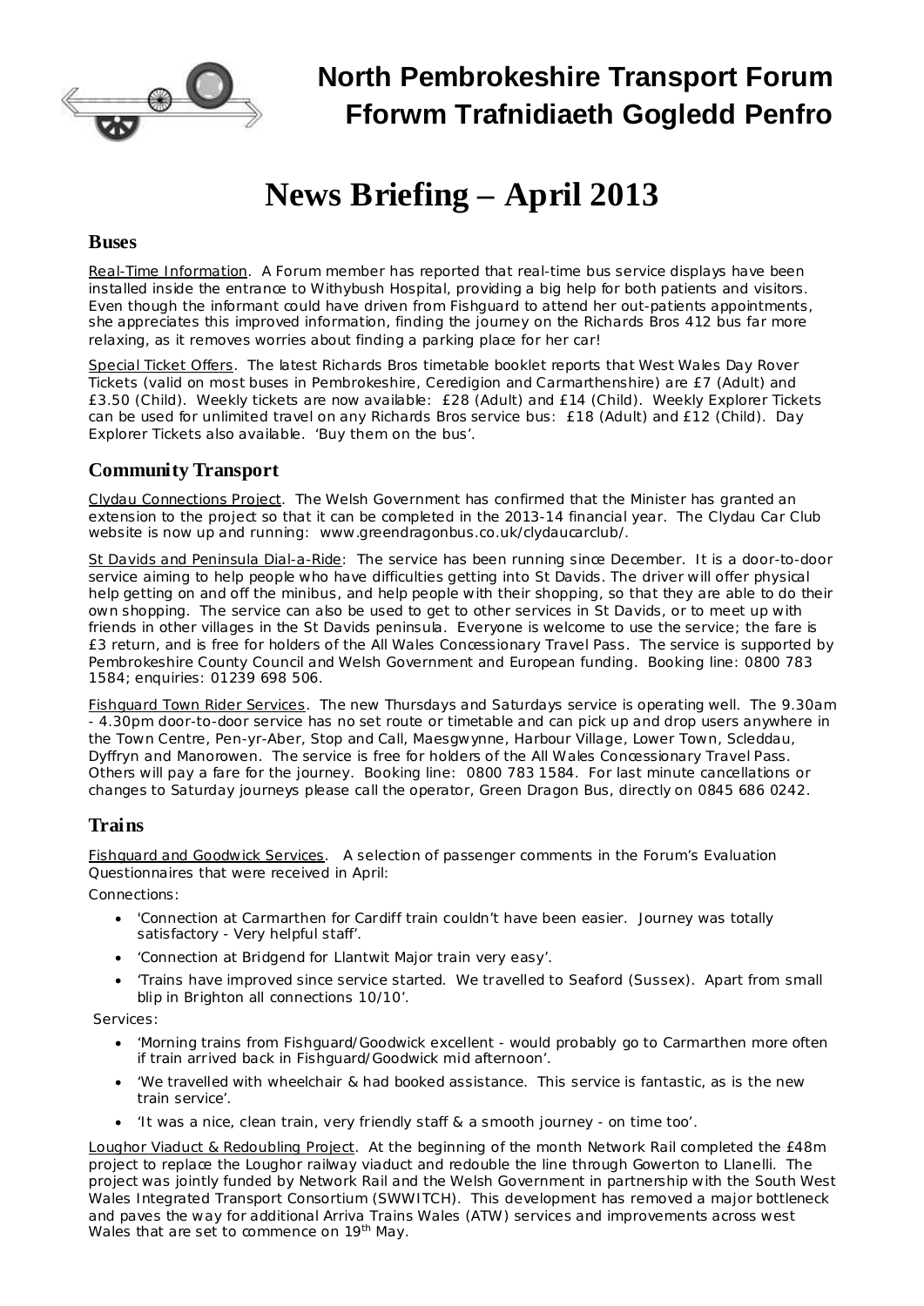# North Pembrokeshire Transport Forum
# Fforwm Trafnidiaeth Gogledd Penfro

# News Briefing – April 2013

## Buses

Real-Time Information. A Forum member has reported that real-time bus service displays have been installed inside the entrance to Withybush Hospital, providing a big help for both patients and visitors. Even though the informant could have driven from Fishguard to attend her out-patients appointments, she appreciates this improved information, finding the journey on the Richards Bros 412 bus far more relaxing, as it removes worries about finding a parking place for her car!

Special Ticket Offers. The latest Richards Bros timetable booklet reports that West Wales Day Rover Tickets (valid on most buses in Pembrokeshire, Ceredigion and Carmarthenshire) are £7 (Adult) and £3.50 (Child). Weekly tickets are now available: £28 (Adult) and £14 (Child). Weekly Explorer Tickets can be used for unlimited travel on any Richards Bros service bus: £18 (Adult) and £12 (Child). Day Explorer Tickets also available. 'Buy them on the bus'.

## Community Transport

Clydau Connections Project. The Welsh Government has confirmed that the Minister has granted an extension to the project so that it can be completed in the 2013-14 financial year. The Clydau Car Club website is now up and running: www.greendragonbus.co.uk/clydaucarclub/.

St Davids and Peninsula Dial-a-Ride: The service has been running since December. It is a door-to-door service aiming to help people who have difficulties getting into St Davids. The driver will offer physical help getting on and off the minibus, and help people with their shopping, so that they are able to do their own shopping. The service can also be used to get to other services in St Davids, or to meet up with friends in other villages in the St Davids peninsula. Everyone is welcome to use the service; the fare is £3 return, and is free for holders of the All Wales Concessionary Travel Pass. The service is supported by Pembrokeshire County Council and Welsh Government and European funding. Booking line: 0800 783 1584; enquiries: 01239 698 506.

Fishguard Town Rider Services. The new Thursdays and Saturdays service is operating well. The 9.30am - 4.30pm door-to-door service has no set route or timetable and can pick up and drop users anywhere in the Town Centre, Pen-yr-Aber, Stop and Call, Maesgwynne, Harbour Village, Lower Town, Scleddau, Dyffryn and Manorowen. The service is free for holders of the All Wales Concessionary Travel Pass. Others will pay a fare for the journey. Booking line: 0800 783 1584. For last minute cancellations or changes to Saturday journeys please call the operator, Green Dragon Bus, directly on 0845 686 0242.

## Trains

Fishguard and Goodwick Services. A selection of passenger comments in the Forum's Evaluation Questionnaires that were received in April:

Connections:

- 'Connection at Carmarthen for Cardiff train couldn't have been easier. Journey was totally satisfactory - Very helpful staff'.
- 'Connection at Bridgend for Llantwit Major train very easy'.
- 'Trains have improved since service started. We travelled to Seaford (Sussex). Apart from small blip in Brighton all connections 10/10'.

Services:

- 'Morning trains from Fishguard/Goodwick excellent - would probably go to Carmarthen more often if train arrived back in Fishguard/Goodwick mid afternoon'.
- 'We travelled with wheelchair & had booked assistance. This service is fantastic, as is the new train service'.
- 'It was a nice, clean train, very friendly staff & a smooth journey - on time too'.

Loughor Viaduct & Redoubling Project. At the beginning of the month Network Rail completed the £48m project to replace the Loughor railway viaduct and redouble the line through Gowerton to Llanelli. The project was jointly funded by Network Rail and the Welsh Government in partnership with the South West Wales Integrated Transport Consortium (SWWITCH). This development has removed a major bottleneck and paves the way for additional Arriva Trains Wales (ATW) services and improvements across west Wales that are set to commence on 19th May.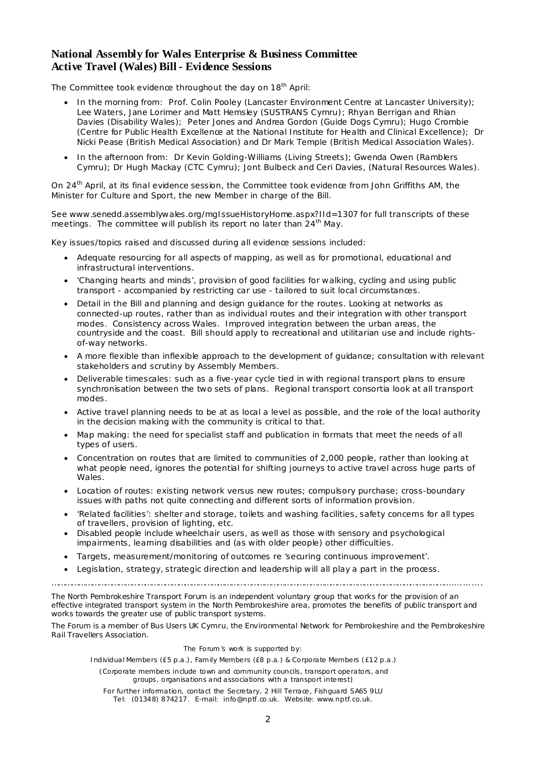## National Assembly for Wales Enterprise & Business Committee
## Active Travel (Wales) Bill - Evidence Sessions

The Committee took evidence throughout the day on 18th April:

- In the morning from: Prof. Colin Pooley (Lancaster Environment Centre at Lancaster University); Lee Waters, Jane Lorimer and Matt Hemsley (SUSTRANS Cymru); Rhyan Berrigan and Rhian Davies (Disability Wales); Peter Jones and Andrea Gordon (Guide Dogs Cymru); Hugo Crombie (Centre for Public Health Excellence at the National Institute for Health and Clinical Excellence); Dr Nicki Pease (British Medical Association) and Dr Mark Temple (British Medical Association Wales).
- In the afternoon from: Dr Kevin Golding-Williams (Living Streets); Gwenda Owen (Ramblers Cymru); Dr Hugh Mackay (CTC Cymru); Jont Bulbeck and Ceri Davies, (Natural Resources Wales).

On 24th April, at its final evidence session, the Committee took evidence from John Griffiths AM, the Minister for Culture and Sport, the new Member in charge of the Bill.

See www.senedd.assemblywales.org/mgIssueHistoryHome.aspx?IId=1307 for full transcripts of these meetings. The committee will publish its report no later than 24th May.

Key issues/topics raised and discussed during all evidence sessions included:

- Adequate resourcing for all aspects of mapping, as well as for promotional, educational and infrastructural interventions.
- 'Changing hearts and minds', provision of good facilities for walking, cycling and using public transport - accompanied by restricting car use - tailored to suit local circumstances.
- Detail in the Bill and planning and design guidance for the routes. Looking at networks as connected-up routes, rather than as individual routes and their integration with other transport modes. Consistency across Wales. Improved integration between the urban areas, the countryside and the coast. Bill should apply to recreational and utilitarian use and include rights-of-way networks.
- A more flexible than inflexible approach to the development of guidance; consultation with relevant stakeholders and scrutiny by Assembly Members.
- Deliverable timescales: such as a five-year cycle tied in with regional transport plans to ensure synchronisation between the two sets of plans. Regional transport consortia look at all transport modes.
- Active travel planning needs to be at as local a level as possible, and the role of the local authority in the decision making with the community is critical to that.
- Map making: the need for specialist staff and publication in formats that meet the needs of all types of users.
- Concentration on routes that are limited to communities of 2,000 people, rather than looking at what people need, ignores the potential for shifting journeys to active travel across huge parts of Wales.
- Location of routes: existing network versus new routes; compulsory purchase; cross-boundary issues with paths not quite connecting and different sorts of information provision.
- 'Related facilities': shelter and storage, toilets and washing facilities, safety concerns for all types of travellers, provision of lighting, etc.
- Disabled people include wheelchair users, as well as those with sensory and psychological impairments, learning disabilities and (as with older people) other difficulties.
- Targets, measurement/monitoring of outcomes re 'securing continuous improvement'.
- Legislation, strategy, strategic direction and leadership will all play a part in the process.

---

*The North Pembrokeshire Transport Forum is an independent voluntary group that works for the provision of an effective integrated transport system in the North Pembrokeshire area, promotes the benefits of public transport and works towards the greater use of public transport systems.*

*The Forum is a member of Bus Users UK Cymru, the Environmental Network for Pembrokeshire and the Pembrokeshire Rail Travellers Association.*

*The Forum's work is supported by:*

*Individual Members (£5 p.a.), Family Members (£8 p.a.) & Corporate Members (£12 p.a.)*

*(Corporate members include town and community councils, transport operators, and groups, organisations and associations with a transport interest)*

*For further information, contact the Secretary, 2 Hill Terrace, Fishguard SA65 9LU*
*Tel: (01348) 874217. E-mail: info@nptf.co.uk. Website: www.nptf.co.uk.*